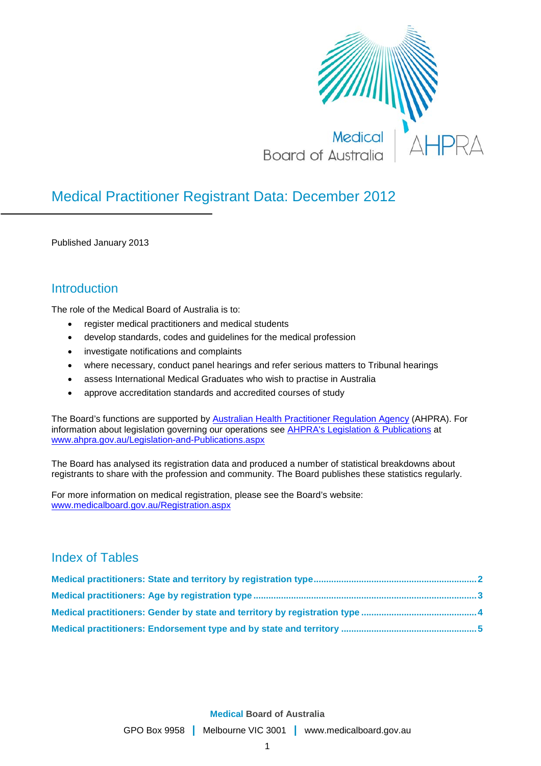# Medical Practitioner Registrant Data: December 2012

Published January 2013

## Introduction

The role of the Medical Board of Australia is to:

- register medical practitioners and medical students
- develop standards, codes and guidelines for the medical profession
- investigate notifications and complaints
- where necessary, conduct panel hearings and refer serious matters to Tribunal hearings
- assess International Medical Graduates who wish to practise in Australia
- approve accreditation standards and accredited courses of study

The Board's functions are supported by Australian Health Practitioner Regulation Agency (AHPRA). For information about legislation governing our operations see AHPRA's Legislation & Publications at www.ahpra.gov.au/Legislation-and-Publications.aspx

The Board has analysed its registration data and produced a number of statistical breakdowns about registrants to share with the profession and community. The Board publishes these statistics regularly.

For more information on medical registration, please see the Board's website: www.medicalboard.gov.au/Registration.aspx

## Index of Tables

**Medical practitioners: State and territory by registration type ........ 2**

**Medical practitioners: Age by registration type ........ 3**

**Medical practitioners: Gender by state and territory by registration type ........ 4**

**Medical practitioners: Endorsement type and by state and territory ........ 5**

**Medical** **Board of Australia**

GPO Box 9958 | Melbourne VIC 3001 | www.medicalboard.gov.au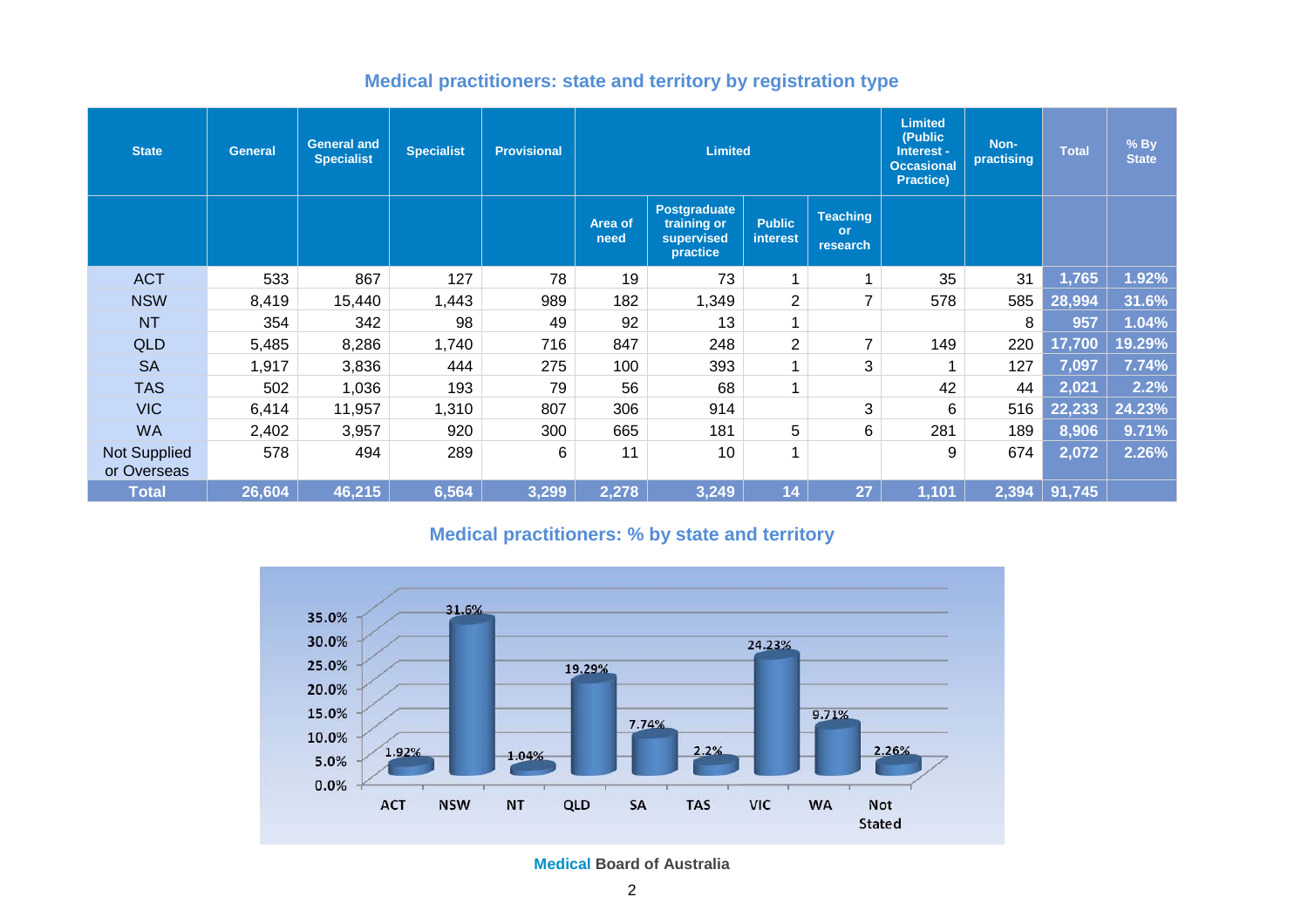## Medical practitioners: state and territory by registration type

| State | General | General and Specialist | Specialist | Provisional | Limited | | | | Limited (Public Interest - Occasional Practice) | Non-practising | Total | % By State |
|---|---|---|---|---|---|---|---|---|---|---|---|---|
| | | | | | Area of need | Postgraduate training or supervised practice | Public interest | Teaching or research | | | | |
| ACT | 533 | 867 | 127 | 78 | 19 | 73 | 1 | 1 | 35 | 31 | 1,765 | 1.92% |
| NSW | 8,419 | 15,440 | 1,443 | 989 | 182 | 1,349 | 2 | 7 | 578 | 585 | 28,994 | 31.6% |
| NT | 354 | 342 | 98 | 49 | 92 | 13 | 1 | | | 8 | 957 | 1.04% |
| QLD | 5,485 | 8,286 | 1,740 | 716 | 847 | 248 | 2 | 7 | 149 | 220 | 17,700 | 19.29% |
| SA | 1,917 | 3,836 | 444 | 275 | 100 | 393 | 1 | 3 | 1 | 127 | 7,097 | 7.74% |
| TAS | 502 | 1,036 | 193 | 79 | 56 | 68 | 1 | | 42 | 44 | 2,021 | 2.2% |
| VIC | 6,414 | 11,957 | 1,310 | 807 | 306 | 914 | | 3 | 6 | 516 | 22,233 | 24.23% |
| WA | 2,402 | 3,957 | 920 | 300 | 665 | 181 | 5 | 6 | 281 | 189 | 8,906 | 9.71% |
| Not Supplied or Overseas | 578 | 494 | 289 | 6 | 11 | 10 | 1 | | 9 | 674 | 2,072 | 2.26% |
| **Total** | **26,604** | **46,215** | **6,564** | **3,299** | **2,278** | **3,249** | **14** | **27** | **1,101** | **2,394** | **91,745** | |

## Medical practitioners: % by state and territory

| State | % |
|---|---|
| ACT | 1.92% |
| NSW | 31.6% |
| NT | 1.04% |
| QLD | 19.29% |
| SA | 7.74% |
| TAS | 2.2% |
| VIC | 24.23% |
| WA | 9.71% |
| Not Stated | 2.26% |

Medical Board of Australia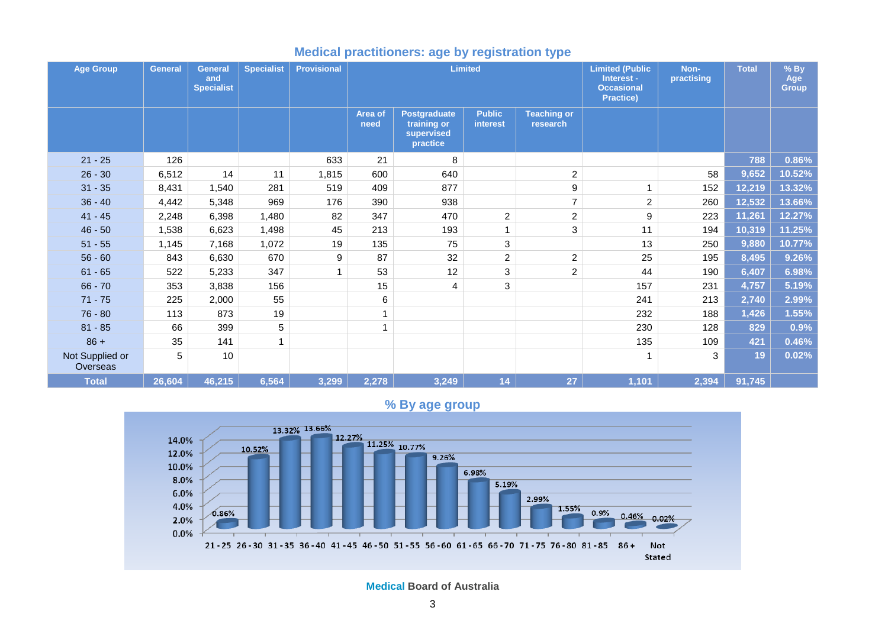## Medical practitioners: age by registration type

| Age Group | General | General and Specialist | Specialist | Provisional | Limited | | | | Limited (Public Interest - Occasional Practice) | Non-practising | Total | % By Age Group |
|---|---|---|---|---|---|---|---|---|---|---|---|---|
| | | | | | Area of need | Postgraduate training or supervised practice | Public interest | Teaching or research | | | | |
| 21 - 25 | 126 | | | 633 | 21 | 8 | | | | | 788 | 0.86% |
| 26 - 30 | 6,512 | 14 | 11 | 1,815 | 600 | 640 | | 2 | | 58 | 9,652 | 10.52% |
| 31 - 35 | 8,431 | 1,540 | 281 | 519 | 409 | 877 | | 9 | 1 | 152 | 12,219 | 13.32% |
| 36 - 40 | 4,442 | 5,348 | 969 | 176 | 390 | 938 | | 7 | 2 | 260 | 12,532 | 13.66% |
| 41 - 45 | 2,248 | 6,398 | 1,480 | 82 | 347 | 470 | 2 | 2 | 9 | 223 | 11,261 | 12.27% |
| 46 - 50 | 1,538 | 6,623 | 1,498 | 45 | 213 | 193 | 1 | 3 | 11 | 194 | 10,319 | 11.25% |
| 51 - 55 | 1,145 | 7,168 | 1,072 | 19 | 135 | 75 | 3 | | 13 | 250 | 9,880 | 10.77% |
| 56 - 60 | 843 | 6,630 | 670 | 9 | 87 | 32 | 2 | 2 | 25 | 195 | 8,495 | 9.26% |
| 61 - 65 | 522 | 5,233 | 347 | 1 | 53 | 12 | 3 | 2 | 44 | 190 | 6,407 | 6.98% |
| 66 - 70 | 353 | 3,838 | 156 | | 15 | 4 | 3 | | 157 | 231 | 4,757 | 5.19% |
| 71 - 75 | 225 | 2,000 | 55 | | 6 | | | | 241 | 213 | 2,740 | 2.99% |
| 76 - 80 | 113 | 873 | 19 | | 1 | | | | 232 | 188 | 1,426 | 1.55% |
| 81 - 85 | 66 | 399 | 5 | | 1 | | | | 230 | 128 | 829 | 0.9% |
| 86 + | 35 | 141 | 1 | | | | | | 135 | 109 | 421 | 0.46% |
| Not Supplied or Overseas | 5 | 10 | | | | | | | 1 | 3 | 19 | 0.02% |
| **Total** | **26,604** | **46,215** | **6,564** | **3,299** | **2,278** | **3,249** | **14** | **27** | **1,101** | **2,394** | **91,745** | |

## % By age group

| Age group | % |
|---|---|
| 21 - 25 | 0.86% |
| 26 - 30 | 10.52% |
| 31 - 35 | 13.32% |
| 36 - 40 | 13.66% |
| 41 - 45 | 12.27% |
| 46 - 50 | 11.25% |
| 51 - 55 | 10.77% |
| 56 - 60 | 9.26% |
| 61 - 65 | 6.98% |
| 66 - 70 | 5.19% |
| 71 - 75 | 2.99% |
| 76 - 80 | 1.55% |
| 81 - 85 | 0.9% |
| 86 + | 0.46% |
| Not Stated | 0.02% |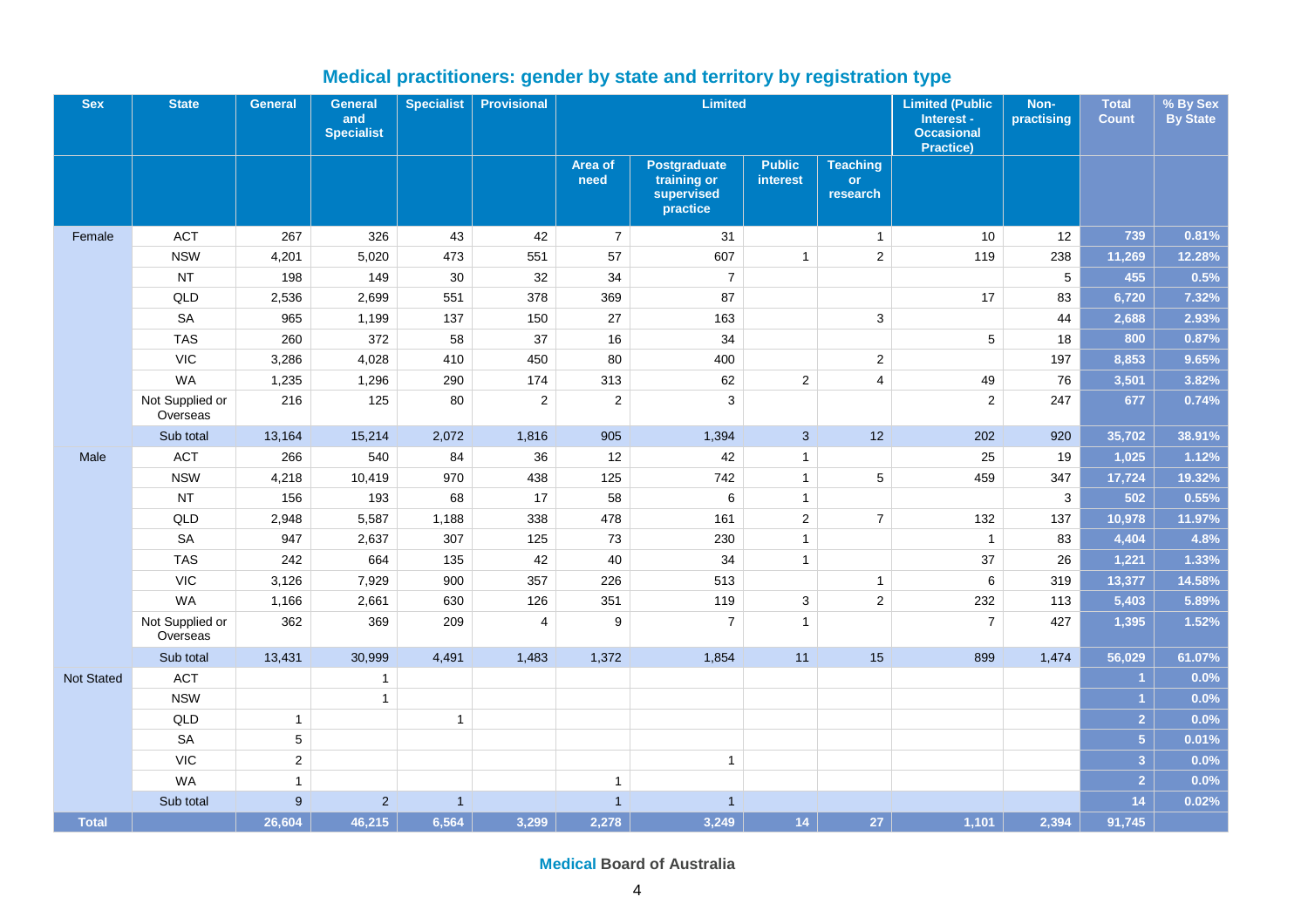## Medical practitioners: gender by state and territory by registration type

| Sex | State | General | General and Specialist | Specialist | Provisional | Limited | | | | Limited (Public Interest - Occasional Practice) | Non-practising | Total Count | % By Sex By State |
|---|---|---|---|---|---|---|---|---|---|---|---|---|---|
| | | | | | | Area of need | Postgraduate training or supervised practice | Public interest | Teaching or research | | | | |
| Female | ACT | 267 | 326 | 43 | 42 | 7 | 31 | | 1 | 10 | 12 | 739 | 0.81% |
| | NSW | 4,201 | 5,020 | 473 | 551 | 57 | 607 | 1 | 2 | 119 | 238 | 11,269 | 12.28% |
| | NT | 198 | 149 | 30 | 32 | 34 | 7 | | | | 5 | 455 | 0.5% |
| | QLD | 2,536 | 2,699 | 551 | 378 | 369 | 87 | | | 17 | 83 | 6,720 | 7.32% |
| | SA | 965 | 1,199 | 137 | 150 | 27 | 163 | | 3 | | 44 | 2,688 | 2.93% |
| | TAS | 260 | 372 | 58 | 37 | 16 | 34 | | | 5 | 18 | 800 | 0.87% |
| | VIC | 3,286 | 4,028 | 410 | 450 | 80 | 400 | | 2 | | 197 | 8,853 | 9.65% |
| | WA | 1,235 | 1,296 | 290 | 174 | 313 | 62 | 2 | 4 | 49 | 76 | 3,501 | 3.82% |
| | Not Supplied or Overseas | 216 | 125 | 80 | 2 | 2 | 3 | | | 2 | 247 | 677 | 0.74% |
| | Sub total | 13,164 | 15,214 | 2,072 | 1,816 | 905 | 1,394 | 3 | 12 | 202 | 920 | 35,702 | 38.91% |
| Male | ACT | 266 | 540 | 84 | 36 | 12 | 42 | 1 | | 25 | 19 | 1,025 | 1.12% |
| | NSW | 4,218 | 10,419 | 970 | 438 | 125 | 742 | 1 | 5 | 459 | 347 | 17,724 | 19.32% |
| | NT | 156 | 193 | 68 | 17 | 58 | 6 | 1 | | | 3 | 502 | 0.55% |
| | QLD | 2,948 | 5,587 | 1,188 | 338 | 478 | 161 | 2 | 7 | 132 | 137 | 10,978 | 11.97% |
| | SA | 947 | 2,637 | 307 | 125 | 73 | 230 | 1 | | 1 | 83 | 4,404 | 4.8% |
| | TAS | 242 | 664 | 135 | 42 | 40 | 34 | 1 | | 37 | 26 | 1,221 | 1.33% |
| | VIC | 3,126 | 7,929 | 900 | 357 | 226 | 513 | | 1 | 6 | 319 | 13,377 | 14.58% |
| | WA | 1,166 | 2,661 | 630 | 126 | 351 | 119 | 3 | 2 | 232 | 113 | 5,403 | 5.89% |
| | Not Supplied or Overseas | 362 | 369 | 209 | 4 | 9 | 7 | 1 | | 7 | 427 | 1,395 | 1.52% |
| | Sub total | 13,431 | 30,999 | 4,491 | 1,483 | 1,372 | 1,854 | 11 | 15 | 899 | 1,474 | 56,029 | 61.07% |
| Not Stated | ACT | | 1 | | | | | | | | | 1 | 0.0% |
| | NSW | | 1 | | | | | | | | | 1 | 0.0% |
| | QLD | 1 | | 1 | | | | | | | | 2 | 0.0% |
| | SA | 5 | | | | | | | | | | 5 | 0.01% |
| | VIC | 2 | | | | | 1 | | | | | 3 | 0.0% |
| | WA | 1 | | | | 1 | | | | | | 2 | 0.0% |
| | Sub total | 9 | 2 | 1 | | 1 | 1 | | | | | 14 | 0.02% |
| Total | | 26,604 | 46,215 | 6,564 | 3,299 | 2,278 | 3,249 | 14 | 27 | 1,101 | 2,394 | 91,745 | |

**Medical Board of Australia**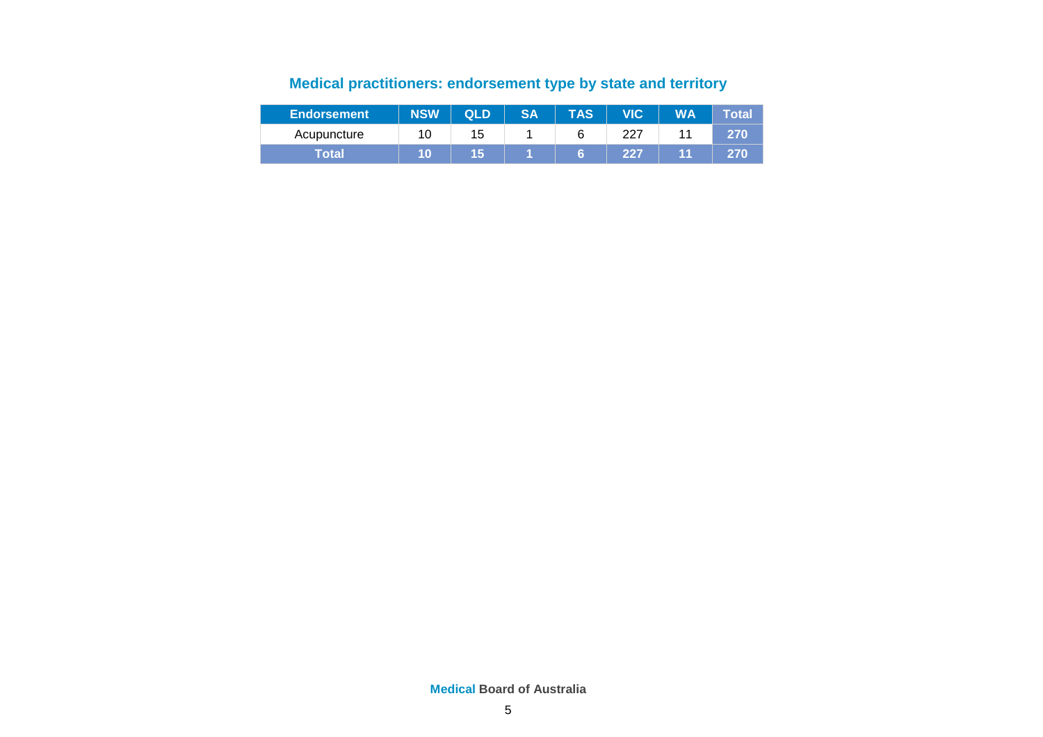## Medical practitioners: endorsement type by state and territory

| Endorsement | NSW | QLD | SA | TAS | VIC | WA | Total |
|---|---|---|---|---|---|---|---|
| Acupuncture | 10 | 15 | 1 | 6 | 227 | 11 | **270** |
| **Total** | **10** | **15** | **1** | **6** | **227** | **11** | **270** |

**Medical Board of Australia**